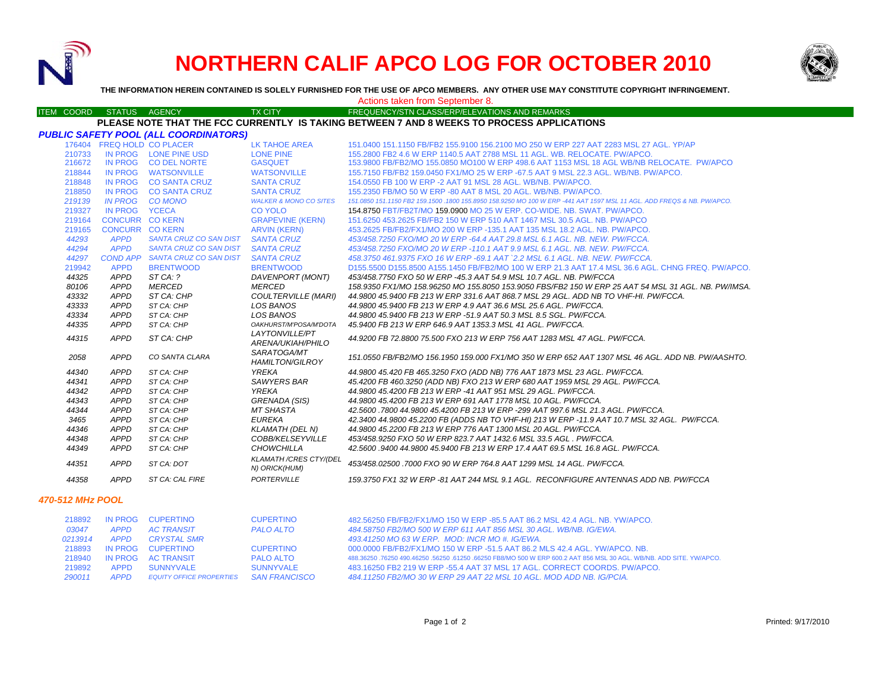# NORTHERN CALIF APCO LOG FOR OCTOBER 2010

**THE INFORMATION HEREIN CONTAINED IS SOLELY FURNISHED FOR THE USE OF APCO MEMBERS. ANY OTHER USE MAY CONSTITUTE COPYRIGHT INFRINGEMENT.**

Actions taken from September 8.

| ITEM | COORD | STATUS | AGENCY | TX CITY | FREQUENCY/STN CLASS/ERP/ELEVATIONS AND REMARKS |
|---|---|---|---|---|---|

**PLEASE NOTE THAT THE FCC CURRENTLY IS TAKING BETWEEN 7 AND 8 WEEKS TO PROCESS APPLICATIONS**

### *PUBLIC SAFETY POOL (ALL COORDINATORS)*

| ITEM | COORD | STATUS | AGENCY | TX CITY | FREQUENCY/STN CLASS/ERP/ELEVATIONS AND REMARKS |
|---|---|---|---|---|---|
| | 176404 | FREQ HOLD | CO PLACER | LK TAHOE AREA | 151.0400 151.1150 FB/FB2 155.9100 156.2100 MO 250 W ERP 227 AAT 2283 MSL 27 AGL. YP/AP |
| | 210733 | IN PROG | LONE PINE USD | LONE PINE | 155.2800 FB2 4.6 W ERP 1140.5 AAT 2788 MSL 11 AGL. WB. RELOCATE. PW/APCO. |
| | 216672 | IN PROG | CO DEL NORTE | GASQUET | 153.9800 FB/FB2/MO 155.0850 MO100 W ERP 498.6 AAT 1153 MSL 18 AGL WB/NB RELOCATE. PW/APCO |
| | 218844 | IN PROG | WATSONVILLE | WATSONVILLE | 155.7150 FB/FB2 159.0450 FX1/MO 25 W ERP -67.5 AAT 9 MSL 22.3 AGL. WB/NB. PW/APCO. |
| | 218848 | IN PROG | CO SANTA CRUZ | SANTA CRUZ | 154.0550 FB 100 W ERP -2 AAT 91 MSL 28 AGL. WB/NB. PW/APCO. |
| | 218850 | IN PROG | CO SANTA CRUZ | SANTA CRUZ | 155.2350 FB/MO 50 W ERP -80 AAT 8 MSL 20 AGL. WB/NB. PW/APCO. |
| | *219139* | *IN PROG* | *CO MONO* | *WALKER & MONO CO SITES* | *151.0850 151.1150 FB2 159.1500 .1800 155.8950 158.9250 MO 100 W ERP -441 AAT 1597 MSL 11 AGL. ADD FREQS & NB. PW/APCO.* |
| | 219327 | IN PROG | YCECA | CO YOLO | 154.8750 FBT/FB2T/MO 159.0900 MO 25 W ERP. CO-WIDE. NB. SWAT. PW/APCO. |
| | 219164 | CONCURR | CO KERN | GRAPEVINE (KERN) | 151.6250 453.2625 FB/FB2 150 W ERP 510 AAT 1467 MSL 30.5 AGL. NB. PW/APCO |
| | 219165 | CONCURR | CO KERN | ARVIN (KERN) | 453.2625 FB/FB2/FX1/MO 200 W ERP -135.1 AAT 135 MSL 18.2 AGL. NB. PW/APCO. |
| | *44293* | *APPD* | *SANTA CRUZ CO SAN DIST* | *SANTA CRUZ* | *453/458.7250 FXO/MO 20 W ERP -64.4 AAT 29.8 MSL 6.1 AGL. NB. NEW. PW/FCCA.* |
| | *44294* | *APPD* | *SANTA CRUZ CO SAN DIST* | *SANTA CRUZ* | *453/458.7250 FXO/MO 20 W ERP -110.1 AAT 9.9 MSL 6.1 AGL. NB. NEW. PW/FCCA.* |
| | *44297* | *COND APP* | *SANTA CRUZ CO SAN DIST* | *SANTA CRUZ* | *458.3750 461.9375 FXO 16 W ERP -69.1 AAT `2.2 MSL 6.1 AGL. NB. NEW. PW/FCCA.* |
| | 219942 | APPD | BRENTWOOD | BRENTWOOD | D155.5500 D155.8500 A155.1450 FB/FB2/MO 100 W ERP 21.3 AAT 17.4 MSL 36.6 AGL. CHNG FREQ. PW/APCO. |
| | *44325* | *APPD* | *ST CA: ?* | *DAVENPORT (MONT)* | *453/458.7750 FXO 50 W ERP -45.3 AAT 54.9 MSL 10.7 AGL. NB. PW/FCCA* |
| | *80106* | *APPD* | *MERCED* | *MERCED* | *158.9350 FX1/MO 158.96250 MO 155.8050 153.9050 FBS/FB2 150 W ERP 25 AAT 54 MSL 31 AGL. NB. PW/IMSA.* |
| | *43332* | *APPD* | *ST CA: CHP* | *COULTERVILLE (MARI)* | *44.9800 45.9400 FB 213 W ERP 331.6 AAT 868.7 MSL 29 AGL. ADD NB TO VHF-HI. PW/FCCA.* |
| | *43333* | *APPD* | *ST CA: CHP* | *LOS BANOS* | *44.9800 45.9400 FB 213 W ERP 4.9 AAT 36.6 MSL 25.6 AGL. PW/FCCA.* |
| | *43334* | *APPD* | *ST CA: CHP* | *LOS BANOS* | *44.9800 45.9400 FB 213 W ERP -51.9 AAT 50.3 MSL 8.5 SGL. PW/FCCA.* |
| | *44335* | *APPD* | *ST CA: CHP* | *OAKHURST/M'POSA/M'DOTA* | *45.9400 FB 213 W ERP 646.9 AAT 1353.3 MSL 41 AGL. PW/FCCA.* |
| | *44315* | *APPD* | *ST CA: CHP* | *LAYTONVILLE/PT ARENA/UKIAH/PHILO* | *44.9200 FB 72.8800 75.500 FXO 213 W ERP 756 AAT 1283 MSL 47 AGL. PW/FCCA.* |
| | *2058* | *APPD* | *CO SANTA CLARA* | *SARATOGA/MT HAMILTON/GILROY* | *151.0550 FB/FB2/MO 156.1950 159.000 FX1/MO 350 W ERP 652 AAT 1307 MSL 46 AGL. ADD NB. PW/AASHTO.* |
| | *44340* | *APPD* | *ST CA: CHP* | *YREKA* | *44.9800 45.420 FB 465.3250 FXO (ADD NB) 776 AAT 1873 MSL 23 AGL. PW/FCCA.* |
| | *44341* | *APPD* | *ST CA: CHP* | *SAWYERS BAR* | *45.4200 FB 460.3250 (ADD NB) FXO 213 W ERP 680 AAT 1959 MSL 29 AGL. PW/FCCA.* |
| | *44342* | *APPD* | *ST CA: CHP* | *YREKA* | *44.9800 45.4200 FB 213 W ERP -41 AAT 951 MSL 29 AGL. PW/FCCA.* |
| | *44343* | *APPD* | *ST CA: CHP* | *GRENADA (SIS)* | *44.9800 45.4200 FB 213 W ERP 691 AAT 1778 MSL 10 AGL. PW/FCCA.* |
| | *44344* | *APPD* | *ST CA: CHP* | *MT SHASTA* | *42.5600 .7800 44.9800 45.4200 FB 213 W ERP -299 AAT 997.6 MSL 21.3 AGL. PW/FCCA.* |
| | *3465* | *APPD* | *ST CA: CHP* | *EUREKA* | *42.3400 44.9800 45.2200 FB (ADDS NB TO VHF-HI) 213 W ERP -11.9 AAT 10.7 MSL 32 AGL. PW/FCCA.* |
| | *44346* | *APPD* | *ST CA: CHP* | *KLAMATH (DEL N)* | *44.9800 45.2200 FB 213 W ERP 776 AAT 1300 MSL 20 AGL. PW/FCCA.* |
| | *44348* | *APPD* | *ST CA: CHP* | *COBB/KELSEYVILLE* | *453/458.9250 FXO 50 W ERP 823.7 AAT 1432.6 MSL 33.5 AGL . PW/FCCA.* |
| | *44349* | *APPD* | *ST CA: CHP* | *CHOWCHILLA* | *42.5600 .9400 44.9800 45.9400 FB 213 W ERP 17.4 AAT 69.5 MSL 16.8 AGL. PW/FCCA.* |
| | *44351* | *APPD* | *ST CA: DOT* | *KLAMATH /CRES CTY/(DEL N) ORICK(HUM)* | *453/458.02500 .7000 FXO 90 W ERP 764.8 AAT 1299 MSL 14 AGL. PW/FCCA.* |
| | *44358* | *APPD* | *ST CA: CAL FIRE* | *PORTERVILLE* | *159.3750 FX1 32 W ERP -81 AAT 244 MSL 9.1 AGL. RECONFIGURE ANTENNAS ADD NB. PW/FCCA* |

### *470-512 MHz POOL*

| ITEM | COORD | STATUS | AGENCY | TX CITY | FREQUENCY/STN CLASS/ERP/ELEVATIONS AND REMARKS |
|---|---|---|---|---|---|
| | 218892 | IN PROG | CUPERTINO | CUPERTINO | 482.56250 FB/FB2/FX1/MO 150 W ERP -85.5 AAT 86.2 MSL 42.4 AGL. NB. YW/APCO. |
| | *03047* | *APPD* | *AC TRANSIT* | *PALO ALTO* | *484.58750 FB2/MO 500 W ERP 611 AAT 856 MSL 30 AGL. WB/NB. IG/EWA.* |
| | *0213914* | *APPD* | *CRYSTAL SMR* | | *493.41250 MO 63 W ERP. MOD: INCR MO #. IG/EWA.* |
| | 218893 | IN PROG | CUPERTINO | CUPERTINO | 000.0000 FB/FB2/FX1/MO 150 W ERP -51.5 AAT 86.2 MLS 42.4 AGL. YW/APCO. NB. |
| | 218940 | IN PROG | AC TRANSIT | PALO ALTO | 488.36250 .76250 490.46250 .56250 .61250 .66250 FB8/MO 500 W ERP 600.2 AAT 856 MSL 30 AGL. WB/NB. ADD SITE. YW/APCO. |
| | 219892 | APPD | SUNNYVALE | SUNNYVALE | 483.16250 FB2 219 W ERP -55.4 AAT 37 MSL 17 AGL. CORRECT COORDS. PW/APCO. |
| | *290011* | *APPD* | *EQUITY OFFICE PROPERTIES* | *SAN FRANCISCO* | *484.11250 FB2/MO 30 W ERP 29 AAT 22 MSL 10 AGL. MOD ADD NB. IG/PCIA.* |

Printed: 9/17/2010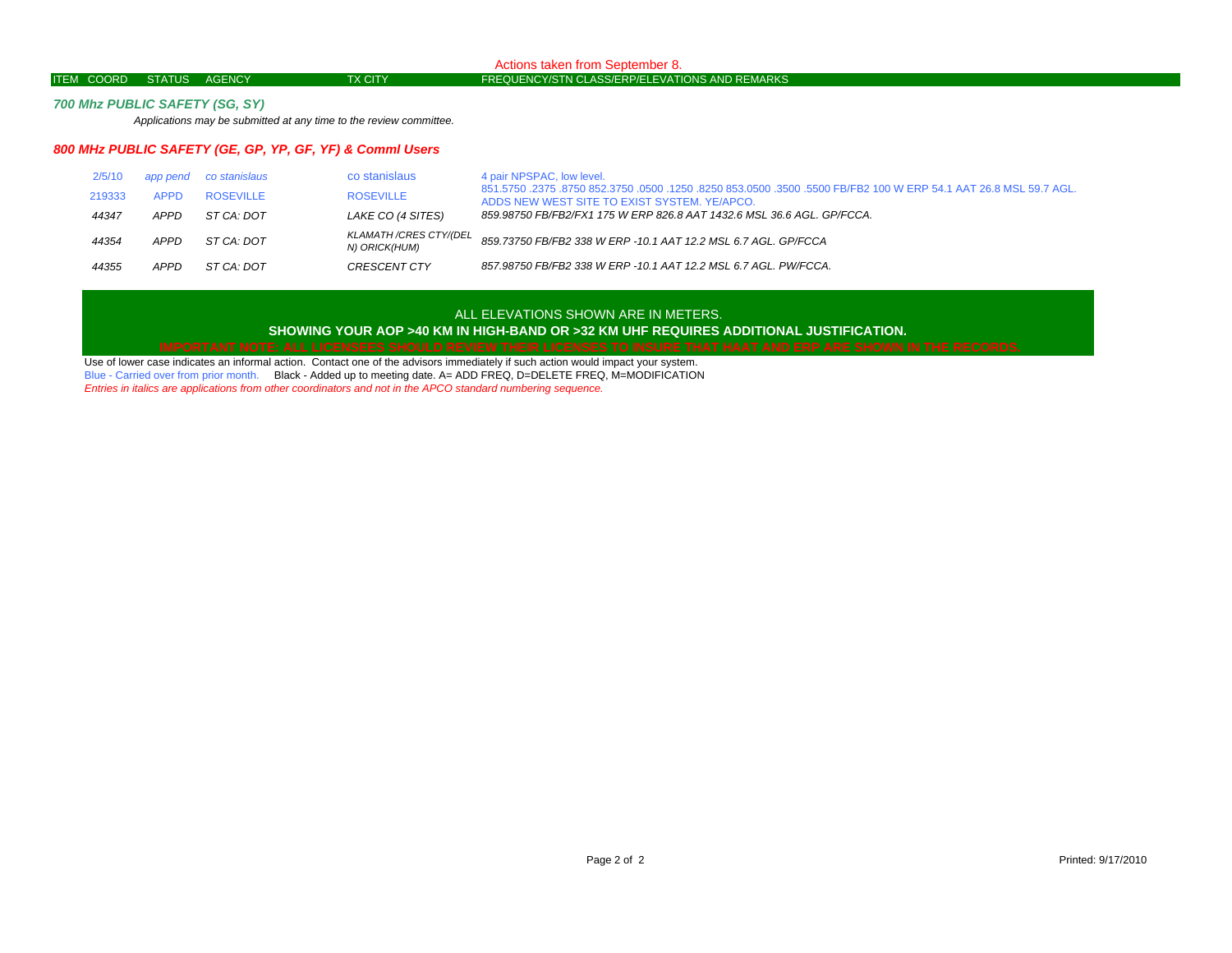Actions taken from September 8.

| ITEM | COORD | STATUS | AGENCY | TX CITY | FREQUENCY/STN CLASS/ERP/ELEVATIONS AND REMARKS |
|---|---|---|---|---|---|

### *700 Mhz PUBLIC SAFETY (SG, SY)*

*Applications may be submitted at any time to the review committee.*

### *800 MHz PUBLIC SAFETY (GE, GP, YP, GF, YF) & Comml Users*

| ITEM | COORD | STATUS | AGENCY | TX CITY | FREQUENCY/STN CLASS/ERP/ELEVATIONS AND REMARKS |
|---|---|---|---|---|---|
| 2/5/10 | | *app pend* | *co stanislaus* | co stanislaus | 4 pair NPSPAC, low level. |
| 219333 | | APPD | ROSEVILLE | ROSEVILLE | 851.5750 .2375 .8750 852.3750 .0500 .1250 .8250 853.0500 .3500 .5500 FB/FB2 100 W ERP 54.1 AAT 26.8 MSL 59.7 AGL. ADDS NEW WEST SITE TO EXIST SYSTEM. YE/APCO. |
| *44347* | | *APPD* | *ST CA: DOT* | *LAKE CO (4 SITES)* | *859.98750 FB/FB2/FX1 175 W ERP 826.8 AAT 1432.6 MSL 36.6 AGL. GP/FCCA.* |
| *44354* | | *APPD* | *ST CA: DOT* | *KLAMATH /CRES CTY/(DEL N) ORICK(HUM)* | *859.73750 FB/FB2 338 W ERP -10.1 AAT 12.2 MSL 6.7 AGL. GP/FCCA* |
| *44355* | | *APPD* | *ST CA: DOT* | *CRESCENT CTY* | *857.98750 FB/FB2 338 W ERP -10.1 AAT 12.2 MSL 6.7 AGL. PW/FCCA.* |

ALL ELEVATIONS SHOWN ARE IN METERS.

**SHOWING YOUR AOP >40 KM IN HIGH-BAND OR >32 KM UHF REQUIRES ADDITIONAL JUSTIFICATION.**

**IMPORTANT NOTE: ALL LICENSEES SHOULD REVIEW THEIR LICENSES TO INSURE THAT HAAT AND ERP ARE SHOWN IN THE RECORDS.**

Use of lower case indicates an informal action. Contact one of the advisors immediately if such action would impact your system.

Blue - Carried over from prior month. Black - Added up to meeting date. A= ADD FREQ, D=DELETE FREQ, M=MODIFICATION

*Entries in italics are applications from other coordinators and not in the APCO standard numbering sequence.*

Printed: 9/17/2010